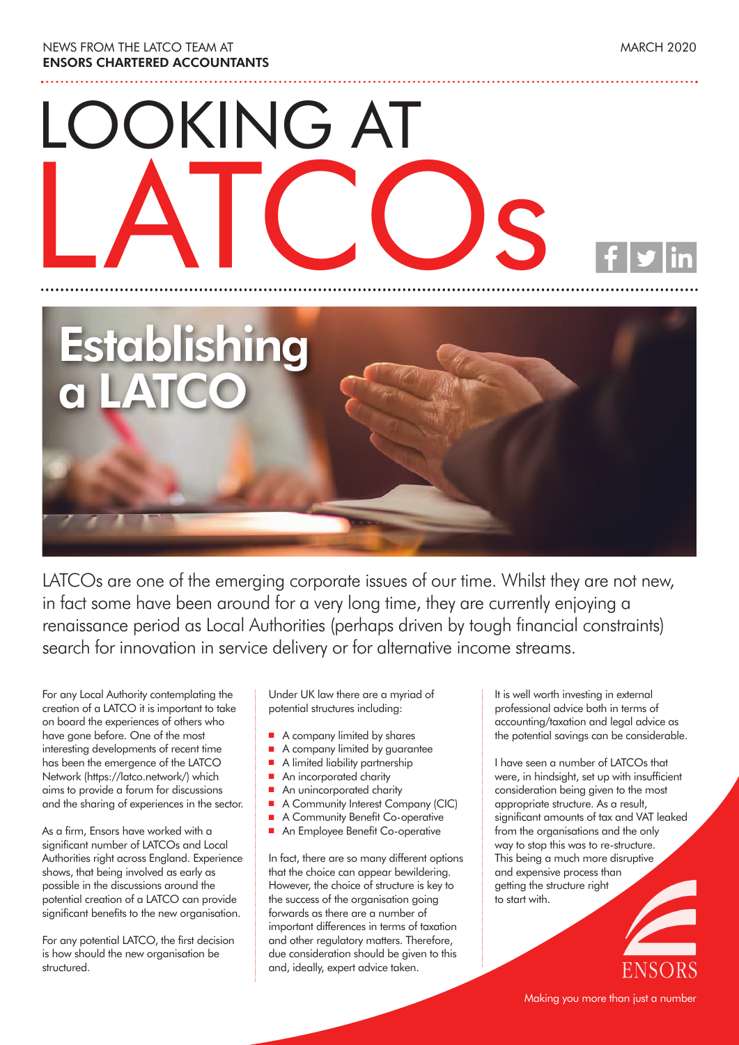NEWS FROM THE LATCO TEAM AT
**ENSORS CHARTERED ACCOUNTANTS**

MARCH 2020

# LOOKING AT LATCOs

## Establishing a LATCO

LATCOs are one of the emerging corporate issues of our time. Whilst they are not new, in fact some have been around for a very long time, they are currently enjoying a renaissance period as Local Authorities (perhaps driven by tough financial constraints) search for innovation in service delivery or for alternative income streams.

For any Local Authority contemplating the creation of a LATCO it is important to take on board the experiences of others who have gone before. One of the most interesting developments of recent time has been the emergence of the LATCO Network (https://latco.network/) which aims to provide a forum for discussions and the sharing of experiences in the sector.

As a firm, Ensors have worked with a significant number of LATCOs and Local Authorities right across England. Experience shows, that being involved as early as possible in the discussions around the potential creation of a LATCO can provide significant benefits to the new organisation.

For any potential LATCO, the first decision is how should the new organisation be structured.

Under UK law there are a myriad of potential structures including:

- A company limited by shares
- A company limited by guarantee
- A limited liability partnership
- An incorporated charity
- An unincorporated charity
- A Community Interest Company (CIC)
- A Community Benefit Co-operative
- An Employee Benefit Co-operative

In fact, there are so many different options that the choice can appear bewildering. However, the choice of structure is key to the success of the organisation going forwards as there are a number of important differences in terms of taxation and other regulatory matters. Therefore, due consideration should be given to this and, ideally, expert advice taken.

It is well worth investing in external professional advice both in terms of accounting/taxation and legal advice as the potential savings can be considerable.

I have seen a number of LATCOs that were, in hindsight, set up with insufficient consideration being given to the most appropriate structure. As a result, significant amounts of tax and VAT leaked from the organisations and the only way to stop this was to re-structure. This being a much more disruptive and expensive process than getting the structure right to start with.

ENSORS

Making you more than just a number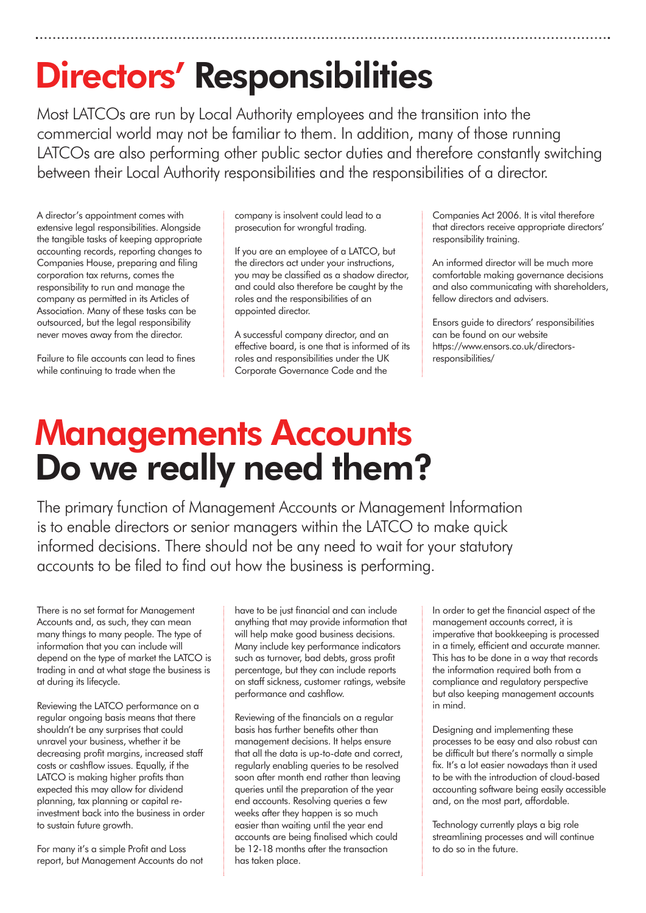# Directors' Responsibilities

Most LATCOs are run by Local Authority employees and the transition into the commercial world may not be familiar to them. In addition, many of those running LATCOs are also performing other public sector duties and therefore constantly switching between their Local Authority responsibilities and the responsibilities of a director.

A director's appointment comes with extensive legal responsibilities. Alongside the tangible tasks of keeping appropriate accounting records, reporting changes to Companies House, preparing and filing corporation tax returns, comes the responsibility to run and manage the company as permitted in its Articles of Association. Many of these tasks can be outsourced, but the legal responsibility never moves away from the director.

Failure to file accounts can lead to fines while continuing to trade when the company is insolvent could lead to a prosecution for wrongful trading.

If you are an employee of a LATCO, but the directors act under your instructions, you may be classified as a shadow director, and could also therefore be caught by the roles and the responsibilities of an appointed director.

A successful company director, and an effective board, is one that is informed of its roles and responsibilities under the UK Corporate Governance Code and the Companies Act 2006. It is vital therefore that directors receive appropriate directors' responsibility training.

An informed director will be much more comfortable making governance decisions and also communicating with shareholders, fellow directors and advisers.

Ensors guide to directors' responsibilities can be found on our website https://www.ensors.co.uk/directors-responsibilities/

# Managements Accounts Do we really need them?

The primary function of Management Accounts or Management Information is to enable directors or senior managers within the LATCO to make quick informed decisions. There should not be any need to wait for your statutory accounts to be filed to find out how the business is performing.

There is no set format for Management Accounts and, as such, they can mean many things to many people. The type of information that you can include will depend on the type of market the LATCO is trading in and at what stage the business is at during its lifecycle.

Reviewing the LATCO performance on a regular ongoing basis means that there shouldn't be any surprises that could unravel your business, whether it be decreasing profit margins, increased staff costs or cashflow issues. Equally, if the LATCO is making higher profits than expected this may allow for dividend planning, tax planning or capital re-investment back into the business in order to sustain future growth.

For many it's a simple Profit and Loss report, but Management Accounts do not have to be just financial and can include anything that may provide information that will help make good business decisions. Many include key performance indicators such as turnover, bad debts, gross profit percentage, but they can include reports on staff sickness, customer ratings, website performance and cashflow.

Reviewing of the financials on a regular basis has further benefits other than management decisions. It helps ensure that all the data is up-to-date and correct, regularly enabling queries to be resolved soon after month end rather than leaving queries until the preparation of the year end accounts. Resolving queries a few weeks after they happen is so much easier than waiting until the year end accounts are being finalised which could be 12-18 months after the transaction has taken place.

In order to get the financial aspect of the management accounts correct, it is imperative that bookkeeping is processed in a timely, efficient and accurate manner. This has to be done in a way that records the information required both from a compliance and regulatory perspective but also keeping management accounts in mind.

Designing and implementing these processes to be easy and also robust can be difficult but there's normally a simple fix. It's a lot easier nowadays than it used to be with the introduction of cloud-based accounting software being easily accessible and, on the most part, affordable.

Technology currently plays a big role streamlining processes and will continue to do so in the future.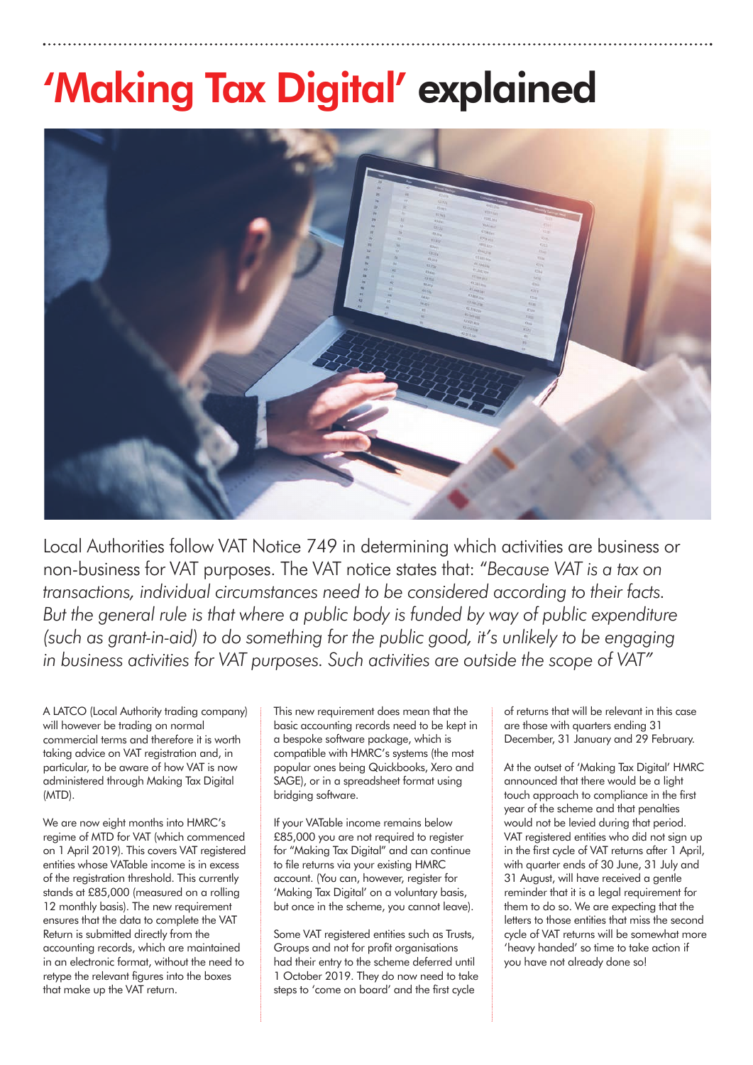# 'Making Tax Digital' explained

Local Authorities follow VAT Notice 749 in determining which activities are business or non-business for VAT purposes. The VAT notice states that: "*Because VAT is a tax on transactions, individual circumstances need to be considered according to their facts. But the general rule is that where a public body is funded by way of public expenditure (such as grant-in-aid) to do something for the public good, it's unlikely to be engaging in business activities for VAT purposes. Such activities are outside the scope of VAT*"

A LATCO (Local Authority trading company) will however be trading on normal commercial terms and therefore it is worth taking advice on VAT registration and, in particular, to be aware of how VAT is now administered through Making Tax Digital (MTD).

We are now eight months into HMRC's regime of MTD for VAT (which commenced on 1 April 2019). This covers VAT registered entities whose VATable income is in excess of the registration threshold. This currently stands at £85,000 (measured on a rolling 12 monthly basis). The new requirement ensures that the data to complete the VAT Return is submitted directly from the accounting records, which are maintained in an electronic format, without the need to retype the relevant figures into the boxes that make up the VAT return.

This new requirement does mean that the basic accounting records need to be kept in a bespoke software package, which is compatible with HMRC's systems (the most popular ones being Quickbooks, Xero and SAGE), or in a spreadsheet format using bridging software.

If your VATable income remains below £85,000 you are not required to register for "Making Tax Digital" and can continue to file returns via your existing HMRC account. (You can, however, register for 'Making Tax Digital' on a voluntary basis, but once in the scheme, you cannot leave).

Some VAT registered entities such as Trusts, Groups and not for profit organisations had their entry to the scheme deferred until 1 October 2019. They do now need to take steps to 'come on board' and the first cycle of returns that will be relevant in this case are those with quarters ending 31 December, 31 January and 29 February.

At the outset of 'Making Tax Digital' HMRC announced that there would be a light touch approach to compliance in the first year of the scheme and that penalties would not be levied during that period. VAT registered entities who did not sign up in the first cycle of VAT returns after 1 April, with quarter ends of 30 June, 31 July and 31 August, will have received a gentle reminder that it is a legal requirement for them to do so. We are expecting that the letters to those entities that miss the second cycle of VAT returns will be somewhat more 'heavy handed' so time to take action if you have not already done so!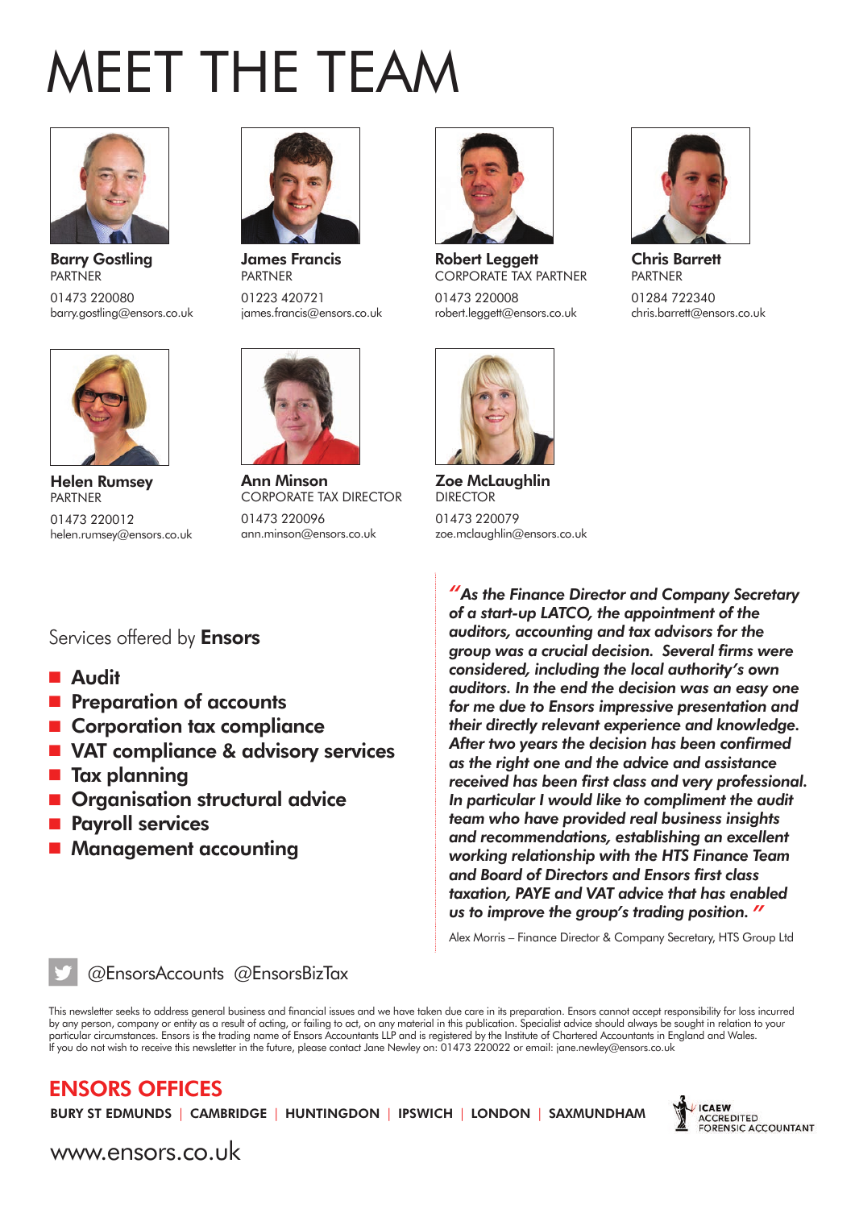# MEET THE TEAM

**Barry Gostling**
PARTNER
01473 220080
barry.gostling@ensors.co.uk

**James Francis**
PARTNER
01223 420721
james.francis@ensors.co.uk

**Robert Leggett**
CORPORATE TAX PARTNER
01473 220008
robert.leggett@ensors.co.uk

**Chris Barrett**
PARTNER
01284 722340
chris.barrett@ensors.co.uk

**Helen Rumsey**
PARTNER
01473 220012
helen.rumsey@ensors.co.uk

**Ann Minson**
CORPORATE TAX DIRECTOR
01473 220096
ann.minson@ensors.co.uk

**Zoe McLaughlin**
DIRECTOR
01473 220079
zoe.mclaughlin@ensors.co.uk

## Services offered by **Ensors**

- **Audit**
- **Preparation of accounts**
- **Corporation tax compliance**
- **VAT compliance & advisory services**
- **Tax planning**
- **Organisation structural advice**
- **Payroll services**
- **Management accounting**

*"As the Finance Director and Company Secretary of a start-up LATCO, the appointment of the auditors, accounting and tax advisors for the group was a crucial decision. Several firms were considered, including the local authority's own auditors. In the end the decision was an easy one for me due to Ensors impressive presentation and their directly relevant experience and knowledge. After two years the decision has been confirmed as the right one and the advice and assistance received has been first class and very professional. In particular I would like to compliment the audit team who have provided real business insights and recommendations, establishing an excellent working relationship with the HTS Finance Team and Board of Directors and Ensors first class taxation, PAYE and VAT advice that has enabled us to improve the group's trading position."*

Alex Morris – Finance Director & Company Secretary, HTS Group Ltd

@EnsorsAccounts @EnsorsBizTax

This newsletter seeks to address general business and financial issues and we have taken due care in its preparation. Ensors cannot accept responsibility for loss incurred by any person, company or entity as a result of acting, or failing to act, on any material in this publication. Specialist advice should always be sought in relation to your particular circumstances. Ensors is the trading name of Ensors Accountants LLP and is registered by the Institute of Chartered Accountants in England and Wales. If you do not wish to receive this newsletter in the future, please contact Jane Newley on: 01473 220022 or email: jane.newley@ensors.co.uk

## ENSORS OFFICES

**BURY ST EDMUNDS | CAMBRIDGE | HUNTINGDON | IPSWICH | LONDON | SAXMUNDHAM**

ICAEW ACCREDITED FORENSIC ACCOUNTANT

www.ensors.co.uk